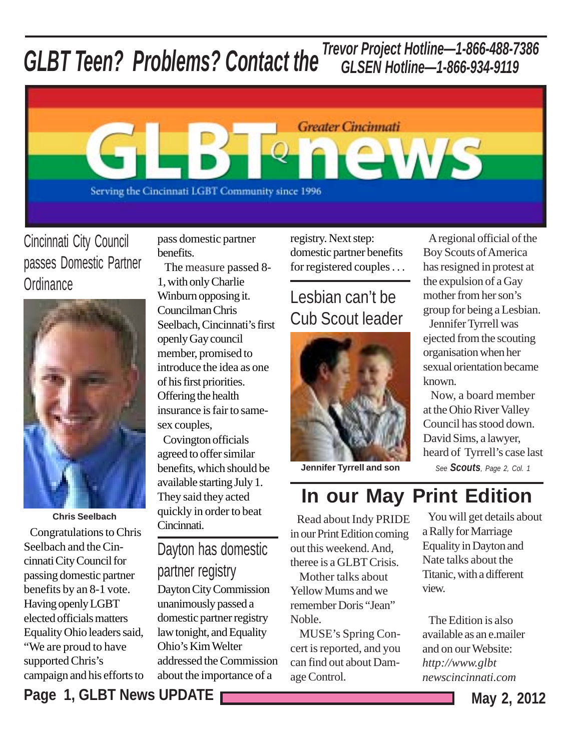GLBT Teen? Problems? Contact the **Trevor Project Hotline—1-866-488-7386**
**GLSEN Hotline—1-866-934-9119**

# Greater Cincinnati GLBTQ news

Serving the Cincinnati LGBT Community since 1996

## Cincinnati City Council passes Domestic Partner Ordinance

**Chris Seelbach**

Congratulations to Chris Seelbach and the Cincinnati City Council for passing domestic partner benefits by an 8-1 vote. Having openly LGBT elected officials matters Equality Ohio leaders said, "We are proud to have supported Chris's campaign and his efforts to pass domestic partner benefits.

The measure passed 8-1, with only Charlie Winburn opposing it. Councilman Chris Seelbach, Cincinnati's first openly Gay council member, promised to introduce the idea as one of his first priorities. Offering the health insurance is fair to same-sex couples,

Covington officials agreed to offer similar benefits, which should be available starting July 1. They said they acted quickly in order to beat Cincinnati.

## Dayton has domestic partner registry

Dayton City Commission unanimously passed a domestic partner registry law tonight, and Equality Ohio's Kim Welter addressed the Commission about the importance of a registry. Next step: domestic partner benefits for registered couples . . .

## Lesbian can't be Cub Scout leader

**Jennifer Tyrrell and son**

A regional official of the Boy Scouts of America has resigned in protest at the expulsion of a Gay mother from her son's group for being a Lesbian.

Jennifer Tyrrell was ejected from the scouting organisation when her sexual orientation became known.

Now, a board member at the Ohio River Valley Council has stood down. David Sims, a lawyer, heard of Tyrrell's case last

*See **Scouts**, Page 2, Col. 1*

## In our May Print Edition

Read about Indy PRIDE in our Print Edition coming out this weekend. And, theree is a GLBT Crisis.

Mother talks about Yellow Mums and we remember Doris "Jean" Noble.

MUSE's Spring Concert is reported, and you can find out about Damage Control.

You will get details about a Rally for Marriage Equality in Dayton and Nate talks about the Titanic, with a different view.

The Edition is also available as an e.mailer and on our Website: *http://www.glbtnewscincinnati.com*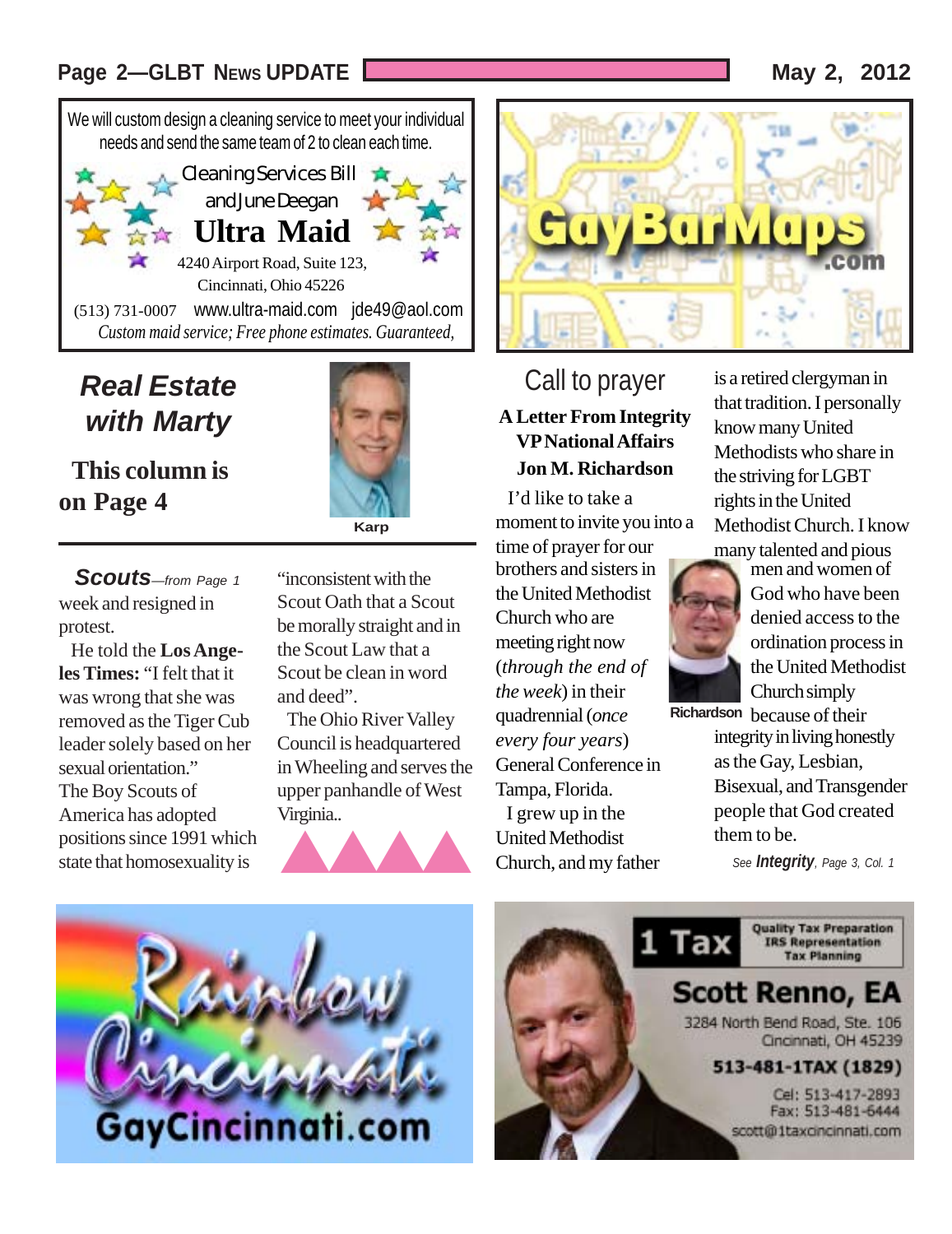We will custom design a cleaning service to meet your individual needs and send the same team of 2 to clean each time.

Cleaning Services Bill and June Deegan

**Ultra Maid**

4240 Airport Road, Suite 123,
Cincinnati, Ohio 45226

(513) 731-0007 www.ultra-maid.com jde49@aol.com

*Custom maid service; Free phone estimates. Guaranteed,*

GayBarMaps.com

## *Real Estate with Marty*

**This column is on Page 4**

Karp

***Scouts****—from Page 1*

week and resigned in protest.

He told the **Los Angeles Times:** "I felt that it was wrong that she was removed as the Tiger Cub leader solely based on her sexual orientation." The Boy Scouts of America has adopted positions since 1991 which state that homosexuality is "inconsistent with the Scout Oath that a Scout be morally straight and in the Scout Law that a Scout be clean in word and deed".

The Ohio River Valley Council is headquartered in Wheeling and serves the upper panhandle of West Virginia..

## Call to prayer

**A Letter From Integrity VP National Affairs Jon M. Richardson**

I'd like to take a moment to invite you into a time of prayer for our brothers and sisters in the United Methodist Church who are meeting right now (*through the end of the week*) in their quadrennial (*once every four years*) General Conference in Tampa, Florida.

I grew up in the United Methodist Church, and my father is a retired clergyman in that tradition. I personally know many United Methodists who share in the striving for LGBT rights in the United Methodist Church. I know many talented and pious men and women of God who have been denied access to the ordination process in the United Methodist Church simply because of their integrity in living honestly as the Gay, Lesbian, Bisexual, and Transgender people that God created them to be.

Richardson

*See* ***Integrity****, Page 3, Col. 1*

Rainbow Cincinnati
GayCincinnati.com

1 Tax
Quality Tax Preparation
IRS Representation
Tax Planning

**Scott Renno, EA**

3284 North Bend Road, Ste. 106
Cincinnati, OH 45239

**513-481-1TAX (1829)**

Cel: 513-417-2893
Fax: 513-481-6444
scott@1taxcincinnati.com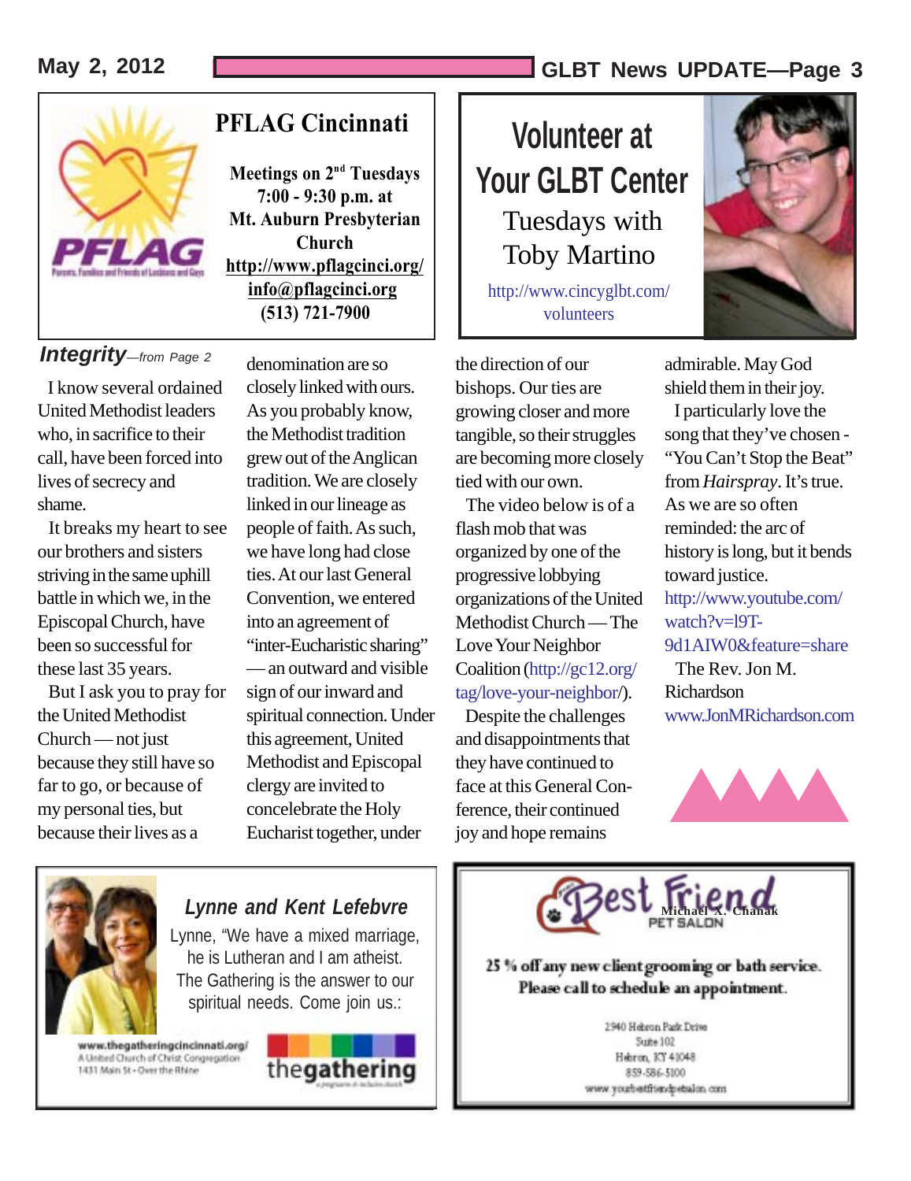## PFLAG Cincinnati

**Meetings on 2nd Tuesdays**
**7:00 - 9:30 p.m. at**
**Mt. Auburn Presbyterian Church**
**http://www.pflagcinci.org/**
**info@pflagcinci.org**
**(513) 721-7900**

## Volunteer at Your GLBT Center

Tuesdays with Toby Martino

http://www.cincyglbt.com/volunteers

### *Integrity—from Page 2*

I know several ordained United Methodist leaders who, in sacrifice to their call, have been forced into lives of secrecy and shame.

It breaks my heart to see our brothers and sisters striving in the same uphill battle in which we, in the Episcopal Church, have been so successful for these last 35 years.

But I ask you to pray for the United Methodist Church — not just because they still have so far to go, or because of my personal ties, but because their lives as a denomination are so closely linked with ours. As you probably know, the Methodist tradition grew out of the Anglican tradition. We are closely linked in our lineage as people of faith. As such, we have long had close ties. At our last General Convention, we entered into an agreement of "inter-Eucharistic sharing" — an outward and visible sign of our inward and spiritual connection. Under this agreement, United Methodist and Episcopal clergy are invited to concelebrate the Holy Eucharist together, under the direction of our bishops. Our ties are growing closer and more tangible, so their struggles are becoming more closely tied with our own.

The video below is of a flash mob that was organized by one of the progressive lobbying organizations of the United Methodist Church — The Love Your Neighbor Coalition (http://gc12.org/tag/love-your-neighbor/).

Despite the challenges and disappointments that they have continued to face at this General Conference, their continued joy and hope remains admirable. May God shield them in their joy.

I particularly love the song that they've chosen - "You Can't Stop the Beat" from *Hairspray*. It's true. As we are so often reminded: the arc of history is long, but it bends toward justice.

http://www.youtube.com/watch?v=l9T-9d1AIW0&feature=share

The Rev. Jon M. Richardson
www.JonMRichardson.com

### *Lynne and Kent Lefebvre*

Lynne, "We have a mixed marriage, he is Lutheran and I am atheist. The Gathering is the answer to our spiritual needs. Come join us.:

www.thegatheringcincinnati.org/
A United Church of Christ Congregation
1431 Main St - Over the Rhine

thegathering

### Best Friend Pet Salon

Michael X. Chanak

25 % off any new client grooming or bath service.
Please call to schedule an appointment.

2940 Hebron Park Drive
Suite 102
Hebron, KY 41048
859-586-5100
www.yourbestfriendpetsalon.com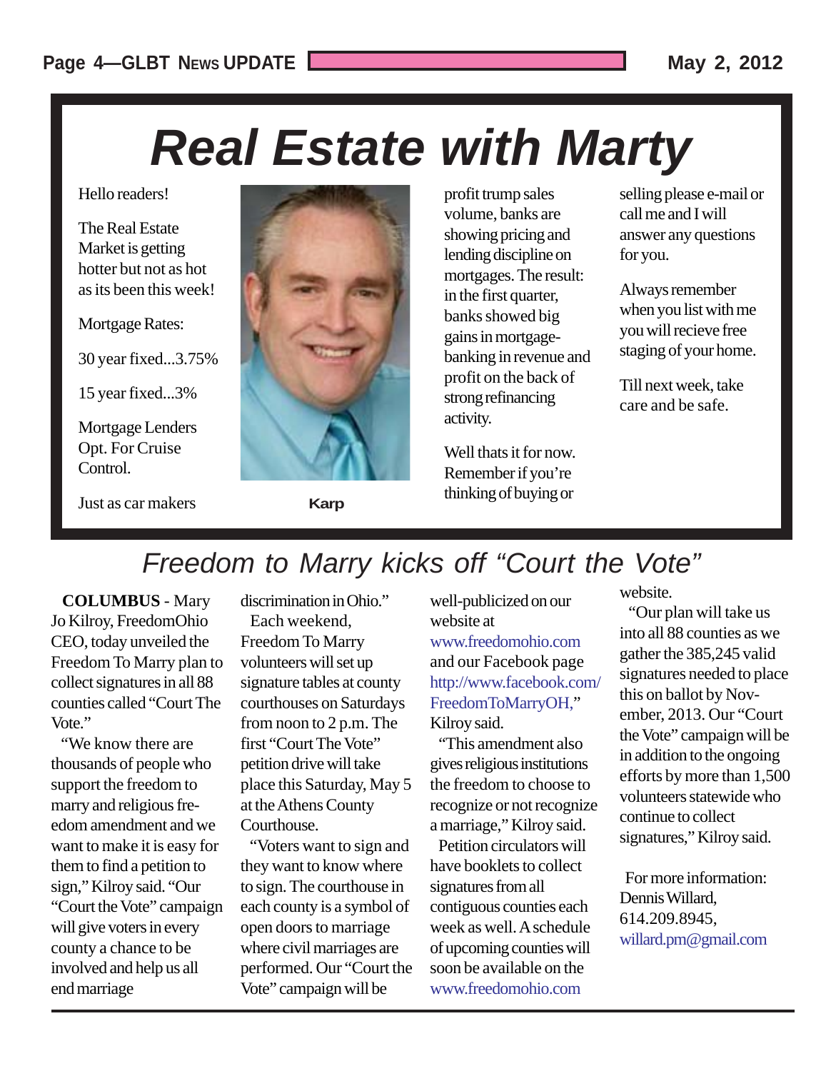# Real Estate with Marty

Hello readers!

The Real Estate Market is getting hotter but not as hot as its been this week!

Mortgage Rates:

30 year fixed...3.75%

15 year fixed...3%

Mortgage Lenders Opt. For Cruise Control.

Just as car makers profit trump sales volume, banks are showing pricing and lending discipline on mortgages. The result: in the first quarter, banks showed big gains in mortgage-banking in revenue and profit on the back of strong refinancing activity.

Karp

Well thats it for now. Remember if you're thinking of buying or selling please e-mail or call me and I will answer any questions for you.

Always remember when you list with me you will recieve free staging of your home.

Till next week, take care and be safe.

## Freedom to Marry kicks off "Court the Vote"

**COLUMBUS** - Mary Jo Kilroy, FreedomOhio CEO, today unveiled the Freedom To Marry plan to collect signatures in all 88 counties called "Court The Vote."

"We know there are thousands of people who support the freedom to marry and religious freedom amendment and we want to make it is easy for them to find a petition to sign," Kilroy said. "Our "Court the Vote" campaign will give voters in every county a chance to be involved and help us all end marriage discrimination in Ohio."

Each weekend, Freedom To Marry volunteers will set up signature tables at county courthouses on Saturdays from noon to 2 p.m. The first "Court The Vote" petition drive will take place this Saturday, May 5 at the Athens County Courthouse.

"Voters want to sign and they want to know where to sign. The courthouse in each county is a symbol of open doors to marriage where civil marriages are performed. Our "Court the Vote" campaign will be well-publicized on our website at www.freedomohio.com and our Facebook page http://www.facebook.com/FreedomToMarryOH," Kilroy said.

"This amendment also gives religious institutions the freedom to choose to recognize or not recognize a marriage," Kilroy said.

Petition circulators will have booklets to collect signatures from all contiguous counties each week as well. A schedule of upcoming counties will soon be available on the www.freedomohio.com website.

"Our plan will take us into all 88 counties as we gather the 385,245 valid signatures needed to place this on ballot by November, 2013. Our "Court the Vote" campaign will be in addition to the ongoing efforts by more than 1,500 volunteers statewide who continue to collect signatures," Kilroy said.

For more information: Dennis Willard, 614.209.8945, willard.pm@gmail.com